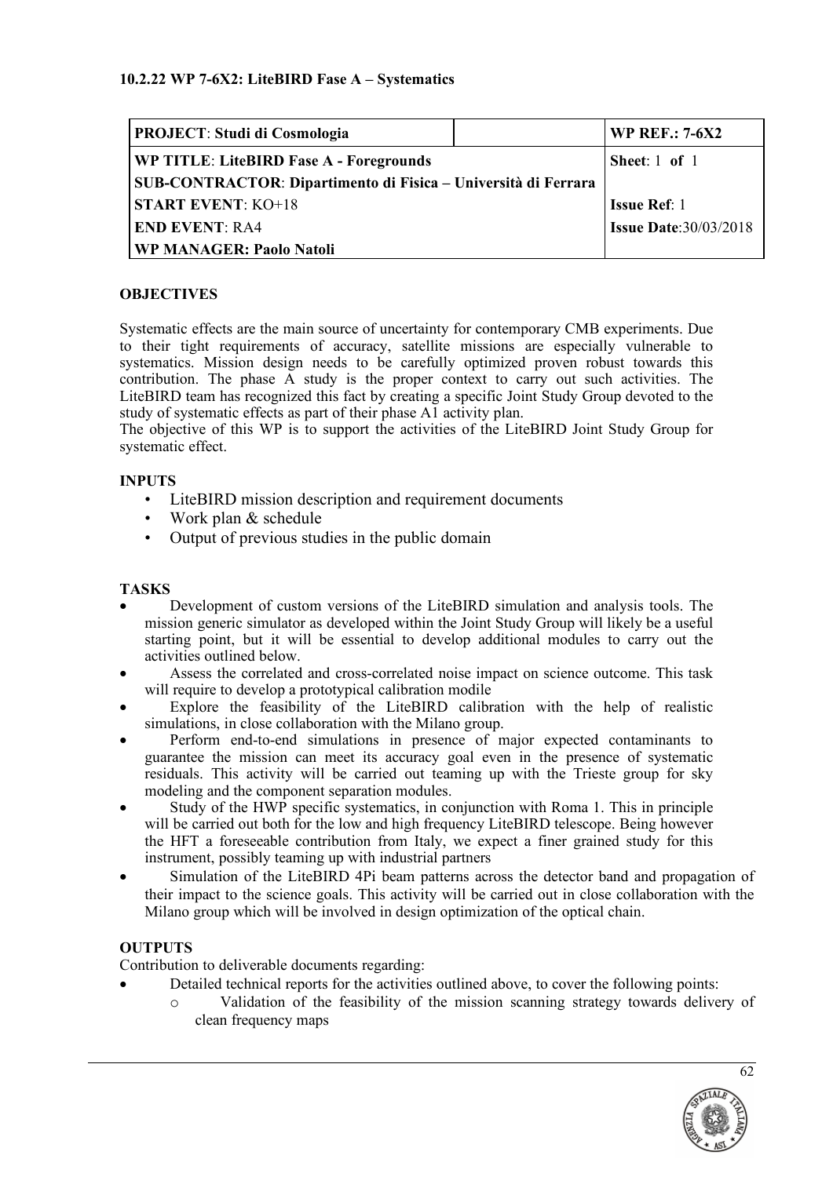#### 10.2.22 WP 7-6X2: LiteBIRD Fase A – Systematics

| **PROJECT**: Studi di Cosmologia | | **WP REF.: 7-6X2** |
|---|---|---|
| **WP TITLE**: LiteBIRD Fase A - Foregrounds | | **Sheet**: 1 **of** 1 |
| **SUB-CONTRACTOR**: Dipartimento di Fisica – Università di Ferrara | | |
| **START EVENT**: KO+18 | | **Issue Ref**: 1 |
| **END EVENT**: RA4 | | **Issue Date**:30/03/2018 |
| **WP MANAGER: Paolo Natoli** | | |

**OBJECTIVES**

Systematic effects are the main source of uncertainty for contemporary CMB experiments. Due to their tight requirements of accuracy, satellite missions are especially vulnerable to systematics. Mission design needs to be carefully optimized proven robust towards this contribution. The phase A study is the proper context to carry out such activities. The LiteBIRD team has recognized this fact by creating a specific Joint Study Group devoted to the study of systematic effects as part of their phase A1 activity plan.
The objective of this WP is to support the activities of the LiteBIRD Joint Study Group for systematic effect.

**INPUTS**

- LiteBIRD mission description and requirement documents
- Work plan & schedule
- Output of previous studies in the public domain

**TASKS**

- Development of custom versions of the LiteBIRD simulation and analysis tools. The mission generic simulator as developed within the Joint Study Group will likely be a useful starting point, but it will be essential to develop additional modules to carry out the activities outlined below.
- Assess the correlated and cross-correlated noise impact on science outcome. This task will require to develop a prototypical calibration modile
- Explore the feasibility of the LiteBIRD calibration with the help of realistic simulations, in close collaboration with the Milano group.
- Perform end-to-end simulations in presence of major expected contaminants to guarantee the mission can meet its accuracy goal even in the presence of systematic residuals. This activity will be carried out teaming up with the Trieste group for sky modeling and the component separation modules.
- Study of the HWP specific systematics, in conjunction with Roma 1. This in principle will be carried out both for the low and high frequency LiteBIRD telescope. Being however the HFT a foreseeable contribution from Italy, we expect a finer grained study for this instrument, possibly teaming up with industrial partners
- Simulation of the LiteBIRD 4Pi beam patterns across the detector band and propagation of their impact to the science goals. This activity will be carried out in close collaboration with the Milano group which will be involved in design optimization of the optical chain.

**OUTPUTS**

Contribution to deliverable documents regarding:

- Detailed technical reports for the activities outlined above, to cover the following points:
    - Validation of the feasibility of the mission scanning strategy towards delivery of clean frequency maps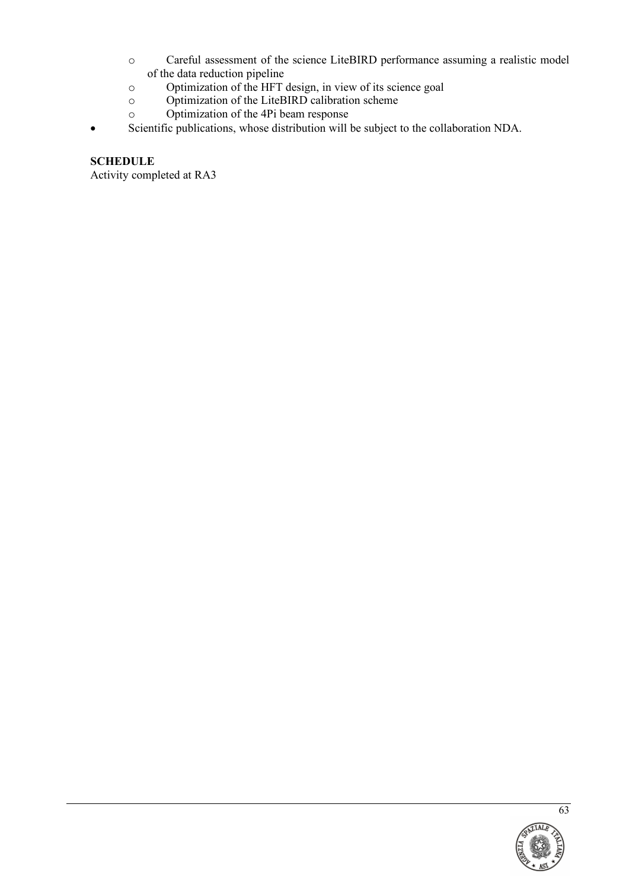- Careful assessment of the science LiteBIRD performance assuming a realistic model of the data reduction pipeline
  - Optimization of the HFT design, in view of its science goal
  - Optimization of the LiteBIRD calibration scheme
  - Optimization of the 4Pi beam response
- Scientific publications, whose distribution will be subject to the collaboration NDA.

**SCHEDULE**

Activity completed at RA3